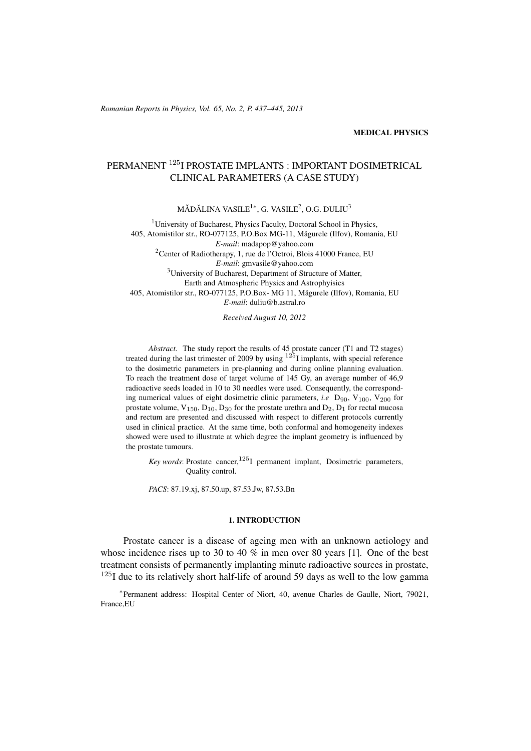MEDICAL PHYSICS

# PERMANENT $^{125}$I PROSTATE IMPLANTS : IMPORTANT DOSIMETRICAL CLINICAL PARAMETERS (A CASE STUDY)

MĂDĂLINA VASILE[1*], G. VASILE[2], O.G. DULIU[3]

[1]University of Bucharest, Physics Faculty, Doctoral School in Physics, 405, Atomistilor str., RO-077125, P.O.Box MG-11, Măgurele (Ilfov), Romania, EU
*E-mail*: madapop@yahoo.com

[2]Center of Radiotherapy, 1, rue de l'Octroi, Blois 41000 France, EU
*E-mail*: gmvasile@yahoo.com

[3]University of Bucharest, Department of Structure of Matter, Earth and Atmospheric Physics and Astrophyisics
405, Atomistilor str., RO-077125, P.O.Box- MG 11, Măgurele (Ilfov), Romania, EU
*E-mail*: duliu@b.astral.ro

*Received August 10, 2012*

*Abstract.* The study report the results of 45 prostate cancer (T1 and T2 stages) treated during the last trimester of 2009 by using $^{125}$I implants, with special reference to the dosimetric parameters in pre-planning and during online planning evaluation. To reach the treatment dose of target volume of 145 Gy, an average number of 46,9 radioactive seeds loaded in 10 to 30 needles were used. Consequently, the corresponding numerical values of eight dosimetric clinic parameters, *i.e* $D_{90}$, $V_{100}$, $V_{200}$ for prostate volume, $V_{150}$, $D_{10}$, $D_{30}$ for the prostate urethra and $D_2$, $D_1$ for rectal mucosa and rectum are presented and discussed with respect to different protocols currently used in clinical practice. At the same time, both conformal and homogeneity indexes showed were used to illustrate at which degree the implant geometry is influenced by the prostate tumours.

*Key words*: Prostate cancer, $^{125}$I permanent implant, Dosimetric parameters, Quality control.

*PACS*: 87.19.xj, 87.50.up, 87.53.Jw, 87.53.Bn

## 1. INTRODUCTION

Prostate cancer is a disease of ageing men with an unknown aetiology and whose incidence rises up to 30 to 40 % in men over 80 years [1]. One of the best treatment consists of permanently implanting minute radioactive sources in prostate, $^{125}$I due to its relatively short half-life of around 59 days as well to the low gamma

*Permanent address: Hospital Center of Niort, 40, avenue Charles de Gaulle, Niort, 79021, France,EU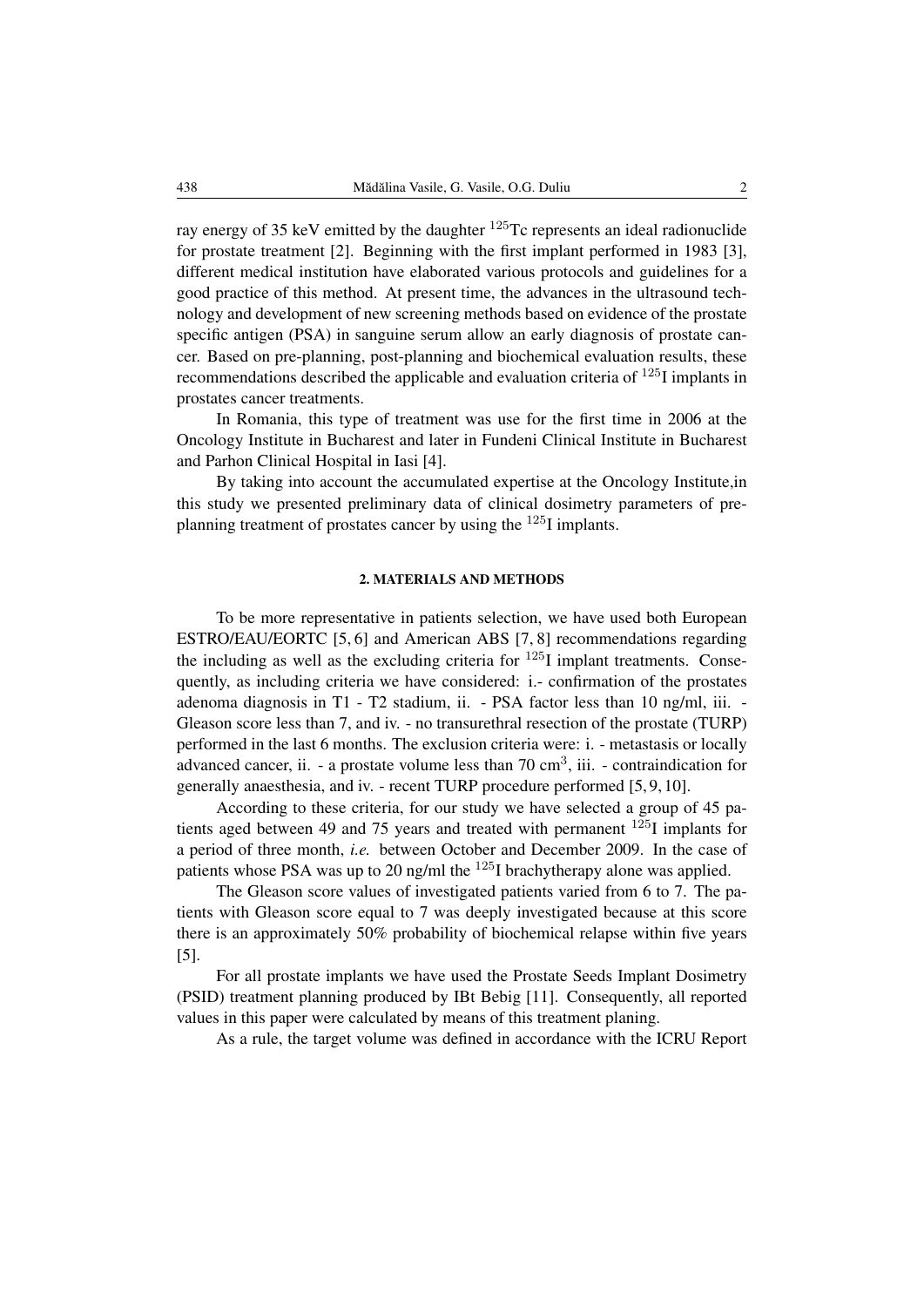ray energy of 35 keV emitted by the daughter $^{125}$Tc represents an ideal radionuclide for prostate treatment [2]. Beginning with the first implant performed in 1983 [3], different medical institution have elaborated various protocols and guidelines for a good practice of this method. At present time, the advances in the ultrasound technology and development of new screening methods based on evidence of the prostate specific antigen (PSA) in sanguine serum allow an early diagnosis of prostate cancer. Based on pre-planning, post-planning and biochemical evaluation results, these recommendations described the applicable and evaluation criteria of $^{125}$I implants in prostates cancer treatments.

In Romania, this type of treatment was use for the first time in 2006 at the Oncology Institute in Bucharest and later in Fundeni Clinical Institute in Bucharest and Parhon Clinical Hospital in Iasi [4].

By taking into account the accumulated expertise at the Oncology Institute,in this study we presented preliminary data of clinical dosimetry parameters of pre-planning treatment of prostates cancer by using the $^{125}$I implants.

## 2. MATERIALS AND METHODS

To be more representative in patients selection, we have used both European ESTRO/EAU/EORTC [5, 6] and American ABS [7, 8] recommendations regarding the including as well as the excluding criteria for $^{125}$I implant treatments. Consequently, as including criteria we have considered: i.- confirmation of the prostates adenoma diagnosis in T1 - T2 stadium, ii. - PSA factor less than 10 ng/ml, iii. - Gleason score less than 7, and iv. - no transurethral resection of the prostate (TURP) performed in the last 6 months. The exclusion criteria were: i. - metastasis or locally advanced cancer, ii. - a prostate volume less than 70 cm$^3$, iii. - contraindication for generally anaesthesia, and iv. - recent TURP procedure performed [5, 9, 10].

According to these criteria, for our study we have selected a group of 45 patients aged between 49 and 75 years and treated with permanent $^{125}$I implants for a period of three month, *i.e.* between October and December 2009. In the case of patients whose PSA was up to 20 ng/ml the $^{125}$I brachytherapy alone was applied.

The Gleason score values of investigated patients varied from 6 to 7. The patients with Gleason score equal to 7 was deeply investigated because at this score there is an approximately 50% probability of biochemical relapse within five years [5].

For all prostate implants we have used the Prostate Seeds Implant Dosimetry (PSID) treatment planning produced by IBt Bebig [11]. Consequently, all reported values in this paper were calculated by means of this treatment planing.

As a rule, the target volume was defined in accordance with the ICRU Report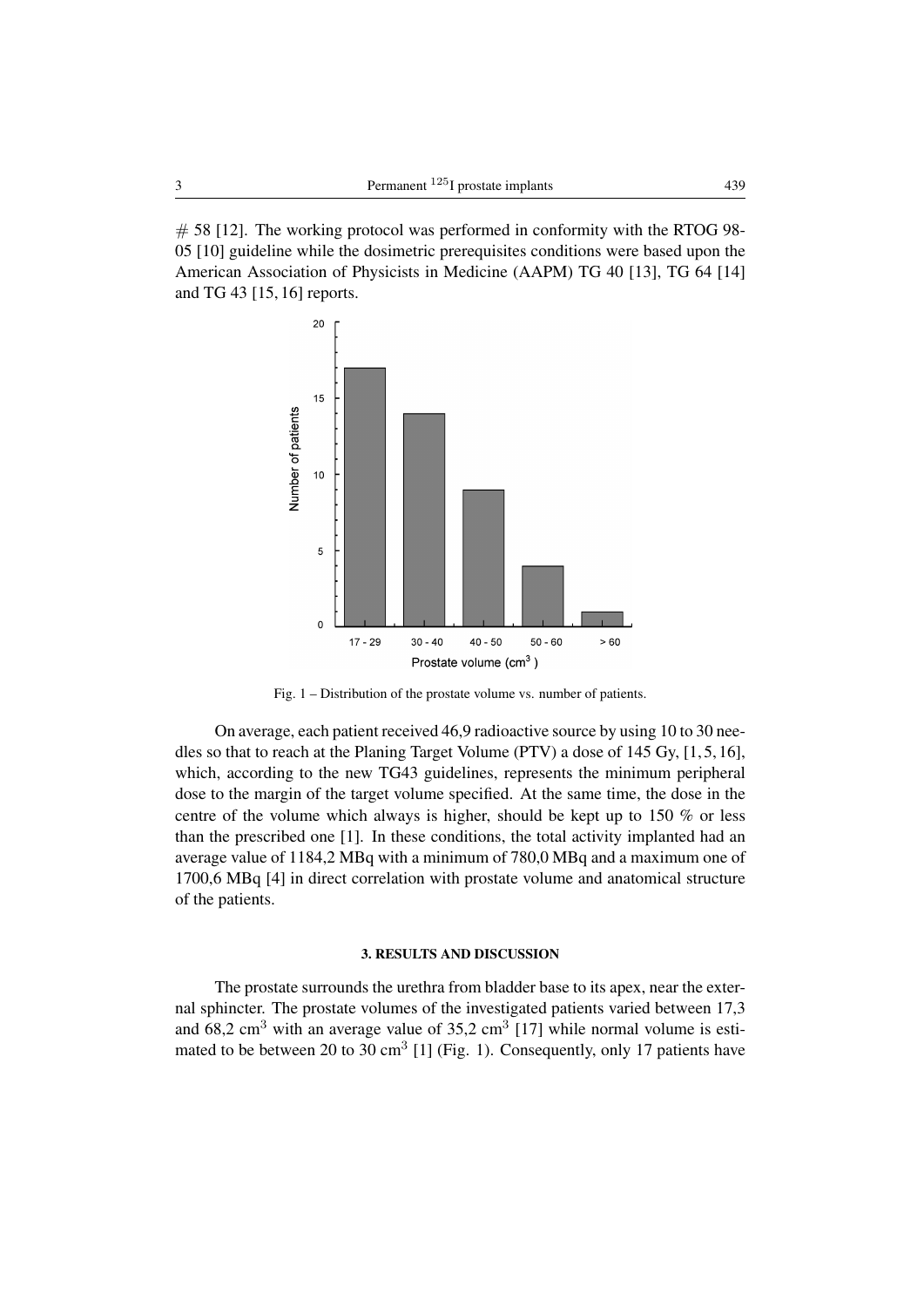// 58 [12]. The working protocol was performed in conformity with the RTOG 98-05 [10] guideline while the dosimetric prerequisites conditions were based upon the American Association of Physicists in Medicine (AAPM) TG 40 [13], TG 64 [14] and TG 43 [15, 16] reports.

Fig. 1 – Distribution of the prostate volume vs. number of patients.

On average, each patient received 46,9 radioactive source by using 10 to 30 needles so that to reach at the Planing Target Volume (PTV) a dose of 145 Gy, [1, 5, 16], which, according to the new TG43 guidelines, represents the minimum peripheral dose to the margin of the target volume specified. At the same time, the dose in the centre of the volume which always is higher, should be kept up to 150 % or less than the prescribed one [1]. In these conditions, the total activity implanted had an average value of 1184,2 MBq with a minimum of 780,0 MBq and a maximum one of 1700,6 MBq [4] in direct correlation with prostate volume and anatomical structure of the patients.

## 3. RESULTS AND DISCUSSION

The prostate surrounds the urethra from bladder base to its apex, near the external sphincter. The prostate volumes of the investigated patients varied between 17,3 and 68,2 $cm^3$ with an average value of 35,2 $cm^3$ [17] while normal volume is estimated to be between 20 to 30 $cm^3$ [1] (Fig. 1). Consequently, only 17 patients have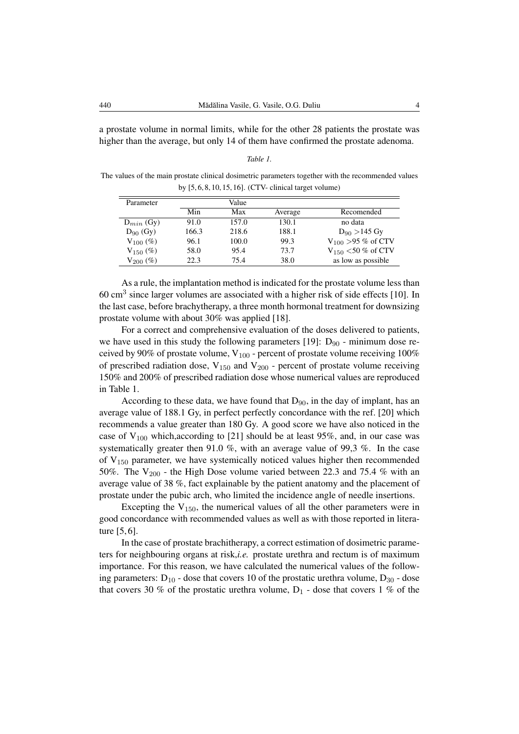a prostate volume in normal limits, while for the other 28 patients the prostate was higher than the average, but only 14 of them have confirmed the prostate adenoma.

*Table 1.*

The values of the main prostate clinical dosimetric parameters together with the recommended values by [5, 6, 8, 10, 15, 16]. (CTV- clinical target volume)

| Parameter | Value | | | |
|---|---|---|---|---|
| | Min | Max | Average | Recomended |
| $D_{min}$ (Gy) | 91.0 | 157.0 | 130.1 | no data |
| $D_{90}$ (Gy) | 166.3 | 218.6 | 188.1 | $D_{90}$ >145 Gy |
| $V_{100}$ (%) | 96.1 | 100.0 | 99.3 | $V_{100}$ >95 % of CTV |
| $V_{150}$ (%) | 58.0 | 95.4 | 73.7 | $V_{150}$ <50 % of CTV |
| $V_{200}$ (%) | 22.3 | 75.4 | 38.0 | as low as possible |

As a rule, the implantation method is indicated for the prostate volume less than 60 $cm^3$ since larger volumes are associated with a higher risk of side effects [10]. In the last case, before brachytherapy, a three month hormonal treatment for downsizing prostate volume with about 30% was applied [18].

For a correct and comprehensive evaluation of the doses delivered to patients, we have used in this study the following parameters [19]: $D_{90}$ - minimum dose received by 90% of prostate volume, $V_{100}$ - percent of prostate volume receiving 100% of prescribed radiation dose, $V_{150}$ and $V_{200}$ - percent of prostate volume receiving 150% and 200% of prescribed radiation dose whose numerical values are reproduced in Table 1.

According to these data, we have found that $D_{90}$, in the day of implant, has an average value of 188.1 Gy, in perfect perfectly concordance with the ref. [20] which recommends a value greater than 180 Gy. A good score we have also noticed in the case of $V_{100}$ which,according to [21] should be at least 95%, and, in our case was systematically greater then 91.0 %, with an average value of 99,3 %. In the case of $V_{150}$ parameter, we have systemically noticed values higher then recommended 50%. The $V_{200}$ - the High Dose volume varied between 22.3 and 75.4 % with an average value of 38 %, fact explainable by the patient anatomy and the placement of prostate under the pubic arch, who limited the incidence angle of needle insertions.

Excepting the $V_{150}$, the numerical values of all the other parameters were in good concordance with recommended values as well as with those reported in literature [5, 6].

In the case of prostate brachytherapy, a correct estimation of dosimetric parameters for neighbouring organs at risk,*i.e.* prostate urethra and rectum is of maximum importance. For this reason, we have calculated the numerical values of the following parameters: $D_{10}$ - dose that covers 10 of the prostatic urethra volume, $D_{30}$ - dose that covers 30 % of the prostatic urethra volume, $D_1$ - dose that covers 1 % of the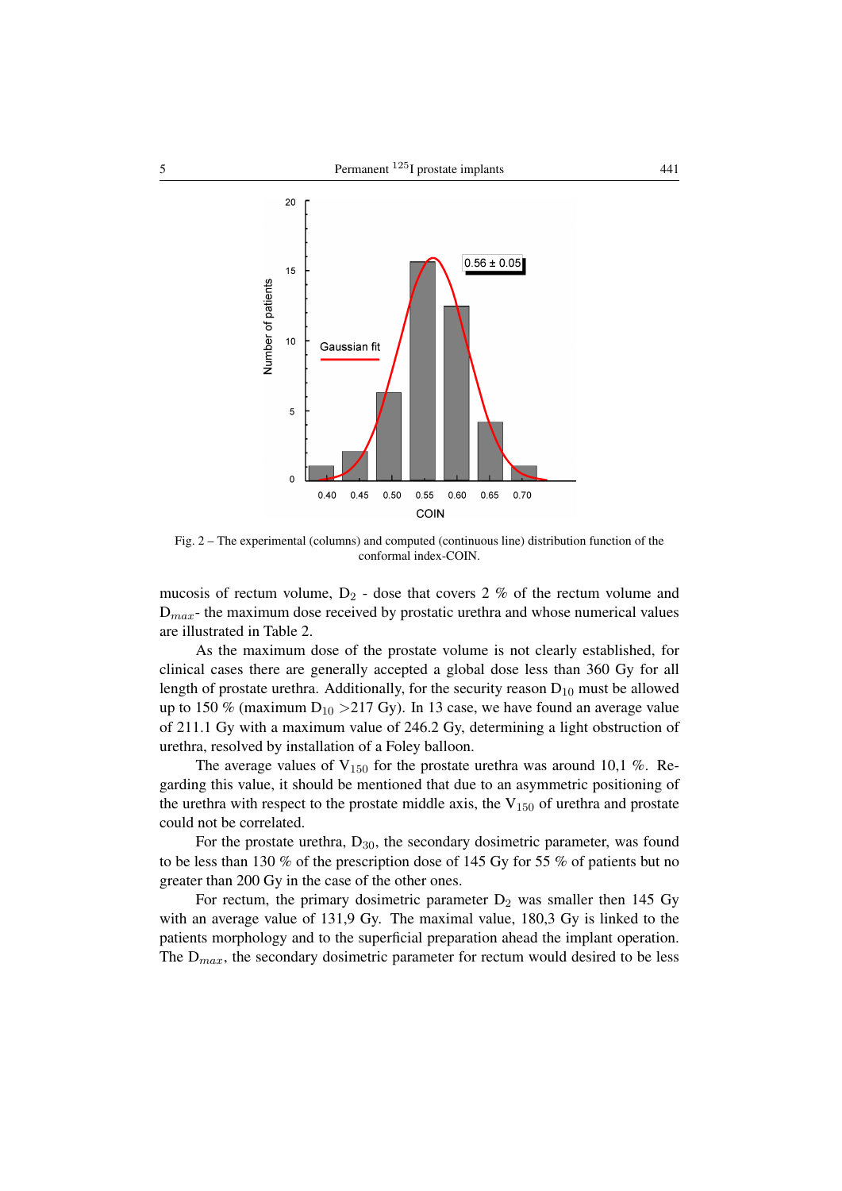Fig. 2 – The experimental (columns) and computed (continuous line) distribution function of the conformal index-COIN.

mucosis of rectum volume, $D_2$ - dose that covers 2 % of the rectum volume and $D_{max}$- the maximum dose received by prostatic urethra and whose numerical values are illustrated in Table 2.

As the maximum dose of the prostate volume is not clearly established, for clinical cases there are generally accepted a global dose less than 360 Gy for all length of prostate urethra. Additionally, for the security reason $D_{10}$ must be allowed up to 150 % (maximum $D_{10}$ >217 Gy). In 13 case, we have found an average value of 211.1 Gy with a maximum value of 246.2 Gy, determining a light obstruction of urethra, resolved by installation of a Foley balloon.

The average values of $V_{150}$ for the prostate urethra was around 10,1 %. Regarding this value, it should be mentioned that due to an asymmetric positioning of the urethra with respect to the prostate middle axis, the $V_{150}$ of urethra and prostate could not be correlated.

For the prostate urethra, $D_{30}$, the secondary dosimetric parameter, was found to be less than 130 % of the prescription dose of 145 Gy for 55 % of patients but no greater than 200 Gy in the case of the other ones.

For rectum, the primary dosimetric parameter $D_2$ was smaller then 145 Gy with an average value of 131,9 Gy. The maximal value, 180,3 Gy is linked to the patients morphology and to the superficial preparation ahead the implant operation. The $D_{max}$, the secondary dosimetric parameter for rectum would desired to be less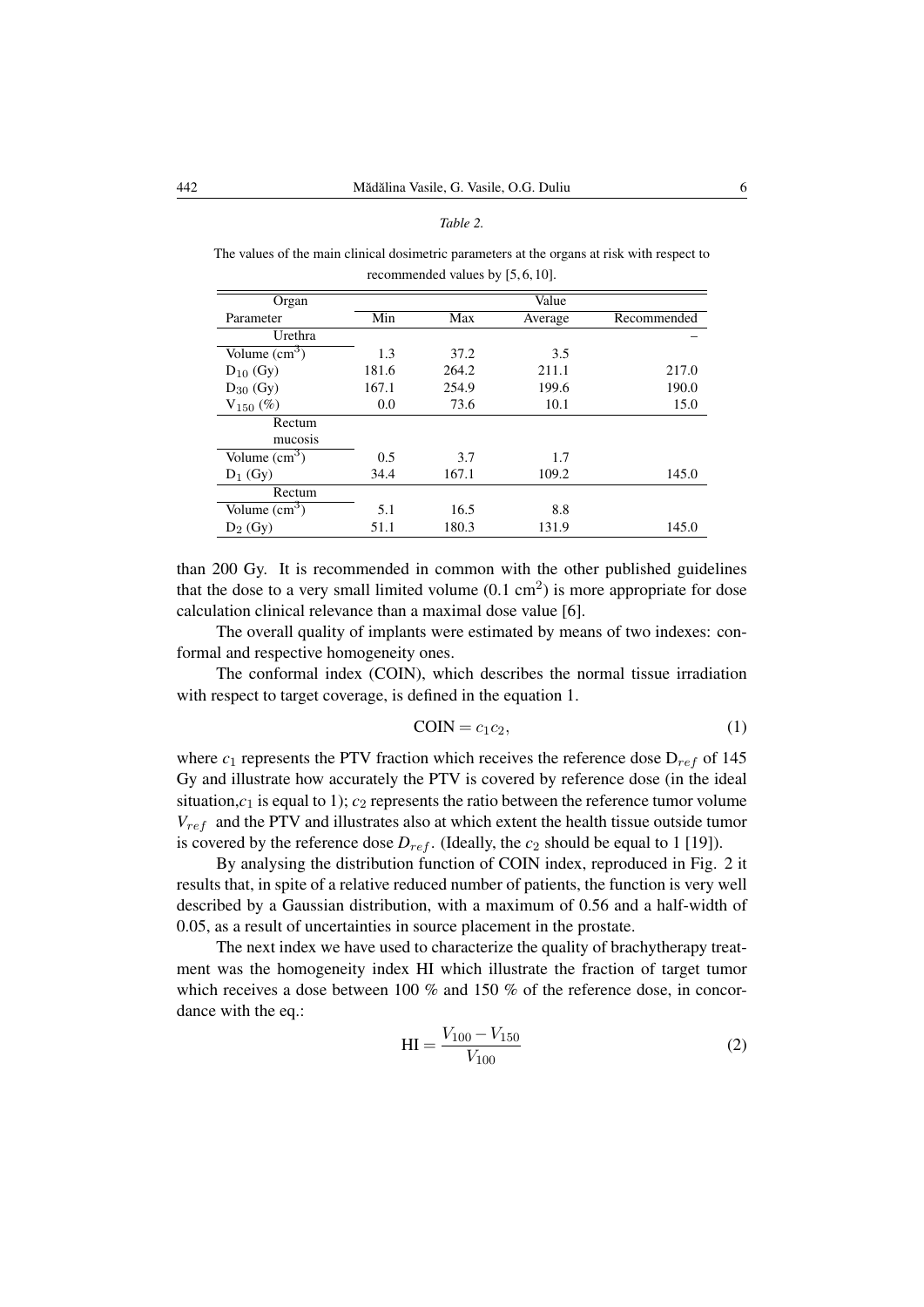*Table 2.*

The values of the main clinical dosimetric parameters at the organs at risk with respect to recommended values by [5, 6, 10].

| Organ | Value | | | |
|---|---|---|---|---|
| Parameter | Min | Max | Average | Recommended |
| Urethra | | | | – |
| Volume (cm$^3$) | 1.3 | 37.2 | 3.5 | |
| $D_{10}$ (Gy) | 181.6 | 264.2 | 211.1 | 217.0 |
| $D_{30}$ (Gy) | 167.1 | 254.9 | 199.6 | 190.0 |
| $V_{150}$ (%) | 0.0 | 73.6 | 10.1 | 15.0 |
| Rectum mucosis | | | | |
| Volume (cm$^3$) | 0.5 | 3.7 | 1.7 | |
| $D_1$ (Gy) | 34.4 | 167.1 | 109.2 | 145.0 |
| Rectum | | | | |
| Volume (cm$^3$) | 5.1 | 16.5 | 8.8 | |
| $D_2$ (Gy) | 51.1 | 180.3 | 131.9 | 145.0 |

than 200 Gy. It is recommended in common with the other published guidelines that the dose to a very small limited volume (0.1 cm$^2$) is more appropriate for dose calculation clinical relevance than a maximal dose value [6].

The overall quality of implants were estimated by means of two indexes: conformal and respective homogeneity ones.

The conformal index (COIN), which describes the normal tissue irradiation with respect to target coverage, is defined in the equation 1.

$$\text{COIN} = c_1 c_2, \tag{1}$$

where $c_1$ represents the PTV fraction which receives the reference dose $D_{ref}$ of 145 Gy and illustrate how accurately the PTV is covered by reference dose (in the ideal situation,$c_1$ is equal to 1); $c_2$ represents the ratio between the reference tumor volume $V_{ref}$ and the PTV and illustrates also at which extent the health tissue outside tumor is covered by the reference dose $D_{ref}$. (Ideally, the $c_2$ should be equal to 1 [19]).

By analysing the distribution function of COIN index, reproduced in Fig. 2 it results that, in spite of a relative reduced number of patients, the function is very well described by a Gaussian distribution, with a maximum of 0.56 and a half-width of 0.05, as a result of uncertainties in source placement in the prostate.

The next index we have used to characterize the quality of brachytherapy treatment was the homogeneity index HI which illustrate the fraction of target tumor which receives a dose between 100 % and 150 % of the reference dose, in concordance with the eq.:

$$\text{HI} = \frac{V_{100} - V_{150}}{V_{100}} \tag{2}$$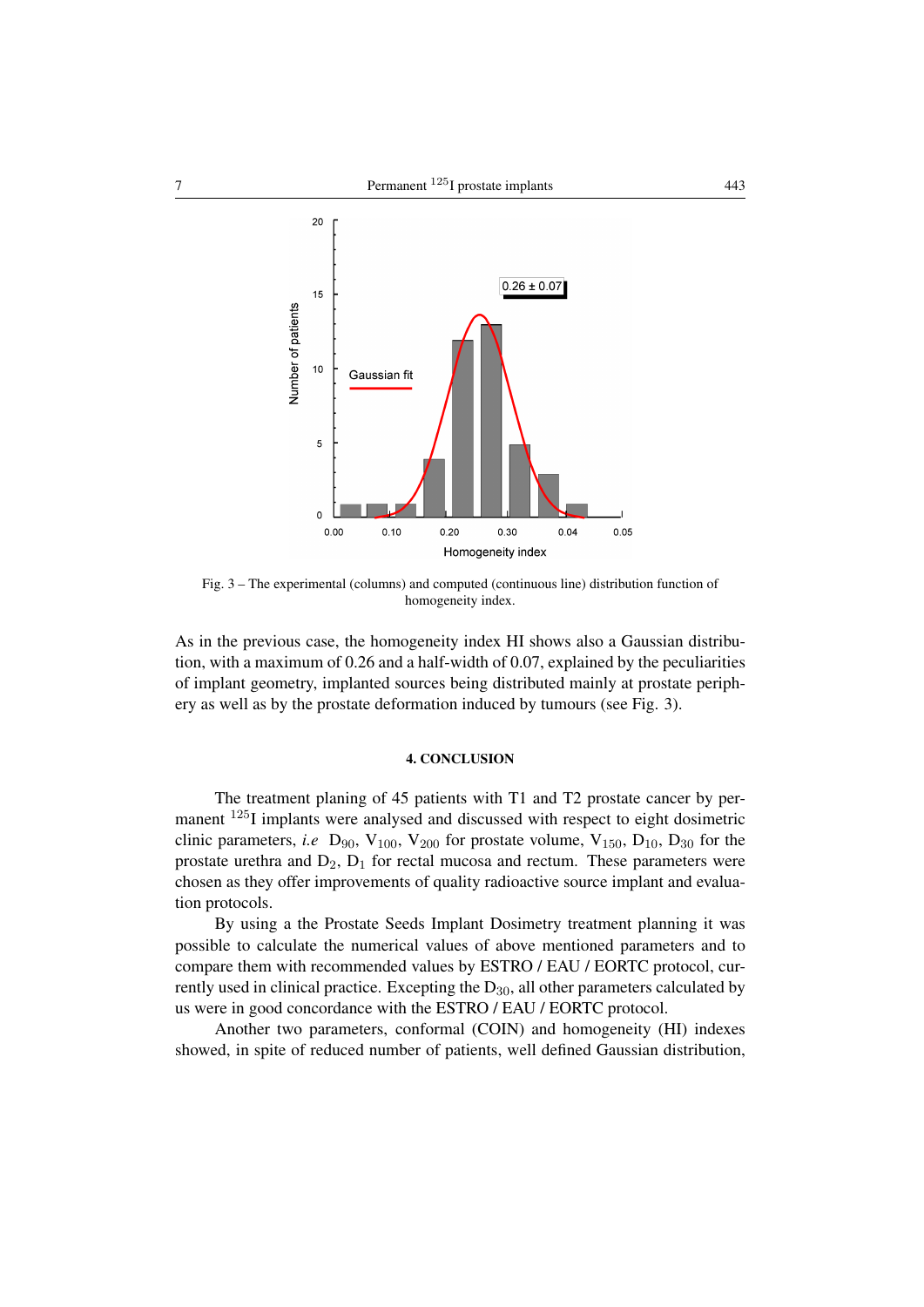Fig. 3 – The experimental (columns) and computed (continuous line) distribution function of homogeneity index.

As in the previous case, the homogeneity index HI shows also a Gaussian distribution, with a maximum of 0.26 and a half-width of 0.07, explained by the peculiarities of implant geometry, implanted sources being distributed mainly at prostate periphery as well as by the prostate deformation induced by tumours (see Fig. 3).

## 4. CONCLUSION

The treatment planing of 45 patients with T1 and T2 prostate cancer by permanent $^{125}$I implants were analysed and discussed with respect to eight dosimetric clinic parameters, *i.e* $D_{90}$, $V_{100}$, $V_{200}$ for prostate volume, $V_{150}$, $D_{10}$, $D_{30}$ for the prostate urethra and $D_2$, $D_1$ for rectal mucosa and rectum. These parameters were chosen as they offer improvements of quality radioactive source implant and evaluation protocols.

By using a the Prostate Seeds Implant Dosimetry treatment planning it was possible to calculate the numerical values of above mentioned parameters and to compare them with recommended values by ESTRO / EAU / EORTC protocol, currently used in clinical practice. Excepting the $D_{30}$, all other parameters calculated by us were in good concordance with the ESTRO / EAU / EORTC protocol.

Another two parameters, conformal (COIN) and homogeneity (HI) indexes showed, in spite of reduced number of patients, well defined Gaussian distribution,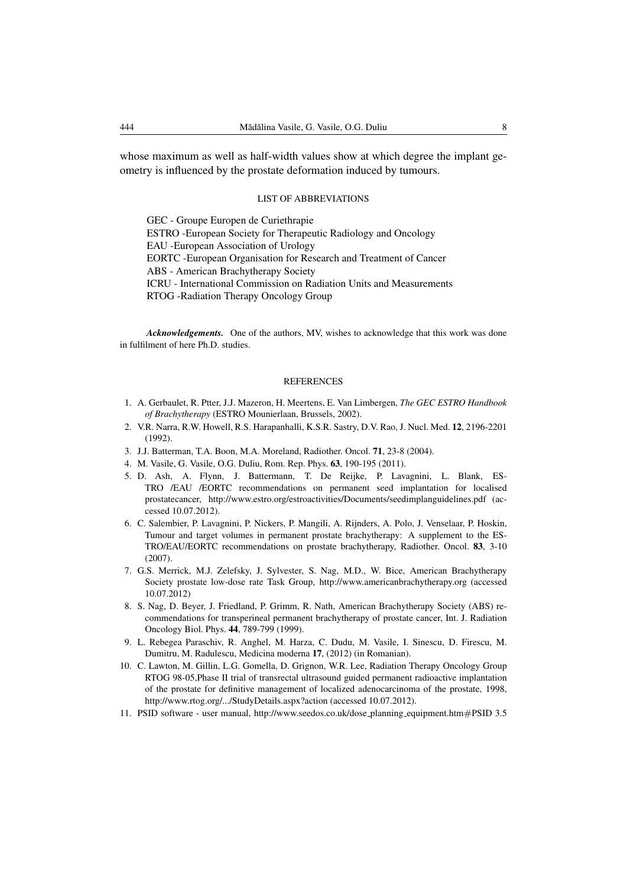whose maximum as well as half-width values show at which degree the implant geometry is influenced by the prostate deformation induced by tumours.

## LIST OF ABBREVIATIONS

GEC - Groupe Europen de Curiethrapie
ESTRO -European Society for Therapeutic Radiology and Oncology
EAU -European Association of Urology
EORTC -European Organisation for Research and Treatment of Cancer
ABS - American Brachytherapy Society
ICRU - International Commission on Radiation Units and Measurements
RTOG -Radiation Therapy Oncology Group

***Acknowledgements.*** One of the authors, MV, wishes to acknowledge that this work was done in fulfilment of here Ph.D. studies.

## REFERENCES

1. A. Gerbaulet, R. Ptter, J.J. Mazeron, H. Meertens, E. Van Limbergen, *The GEC ESTRO Handbook of Brachytherapy* (ESTRO Mounierlaan, Brussels, 2002).
2. V.R. Narra, R.W. Howell, R.S. Harapanhalli, K.S.R. Sastry, D.V. Rao, J. Nucl. Med. **12**, 2196-2201 (1992).
3. J.J. Batterman, T.A. Boon, M.A. Moreland, Radiother. Oncol. **71**, 23-8 (2004).
4. M. Vasile, G. Vasile, O.G. Duliu, Rom. Rep. Phys. **63**, 190-195 (2011).
5. D. Ash, A. Flynn, J. Battermann, T. De Reijke, P. Lavagnini, L. Blank, ESTRO /EAU /EORTC recommendations on permanent seed implantation for localised prostatecancer, http://www.estro.org/estroactivities/Documents/seedimplanguidelines.pdf (accessed 10.07.2012).
6. C. Salembier, P. Lavagnini, P. Nickers, P. Mangili, A. Rijnders, A. Polo, J. Venselaar, P. Hoskin, Tumour and target volumes in permanent prostate brachytherapy: A supplement to the ESTRO/EAU/EORTC recommendations on prostate brachytherapy, Radiother. Oncol. **83**, 3-10 (2007).
7. G.S. Merrick, M.J. Zelefsky, J. Sylvester, S. Nag, M.D., W. Bice, American Brachytherapy Society prostate low-dose rate Task Group, http://www.americanbrachytherapy.org (accessed 10.07.2012)
8. S. Nag, D. Beyer, J. Friedland, P. Grimm, R. Nath, American Brachytherapy Society (ABS) recommendations for transperineal permanent brachytherapy of prostate cancer, Int. J. Radiation Oncology Biol. Phys. **44**, 789-799 (1999).
9. L. Rebegea Paraschiv, R. Anghel, M. Harza, C. Dudu, M. Vasile, I. Sinescu, D. Firescu, M. Dumitru, M. Radulescu, Medicina moderna **17**, (2012) (in Romanian).
10. C. Lawton, M. Gillin, L.G. Gomella, D. Grignon, W.R. Lee, Radiation Therapy Oncology Group RTOG 98-05,Phase II trial of transrectal ultrasound guided permanent radioactive implantation of the prostate for definitive management of localized adenocarcinoma of the prostate, 1998, http://www.rtog.org/.../StudyDetails.aspx?action (accessed 10.07.2012).
11. PSID software - user manual, http://www.seedos.co.uk/dose_planning_equipment.htm#PSID 3.5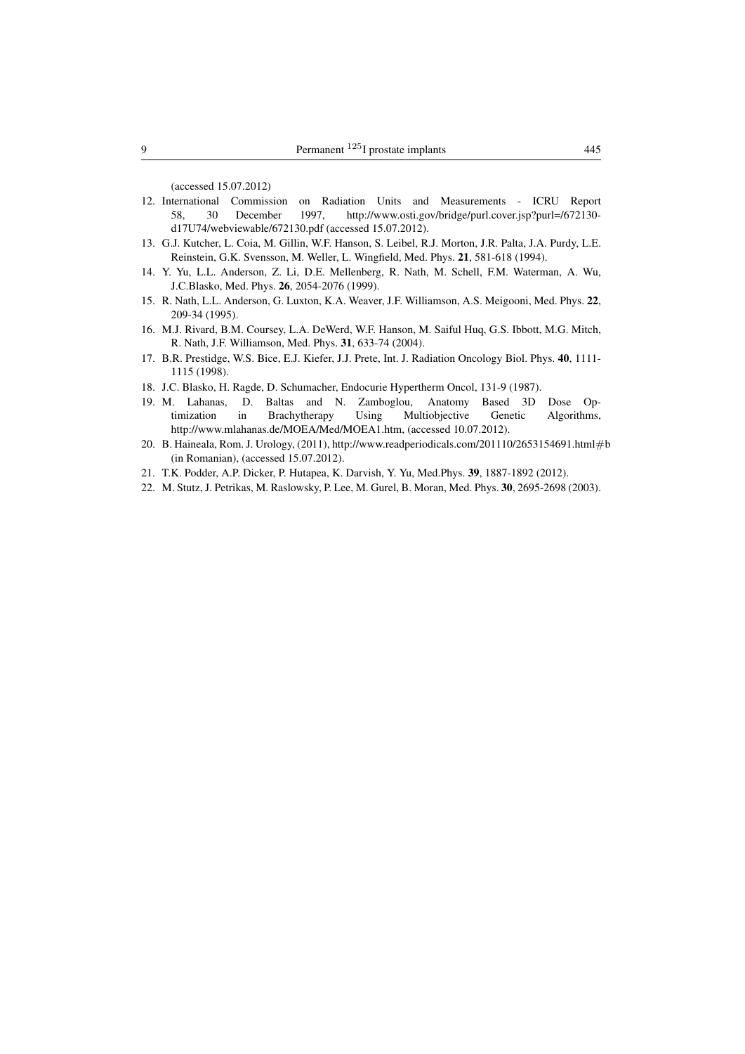(accessed 15.07.2012)

12. International Commission on Radiation Units and Measurements - ICRU Report 58, 30 December 1997, http://www.osti.gov/bridge/purl.cover.jsp?purl=/672130-d17U74/webviewable/672130.pdf (accessed 15.07.2012).
13. G.J. Kutcher, L. Coia, M. Gillin, W.F. Hanson, S. Leibel, R.J. Morton, J.R. Palta, J.A. Purdy, L.E. Reinstein, G.K. Svensson, M. Weller, L. Wingfield, Med. Phys. **21**, 581-618 (1994).
14. Y. Yu, L.L. Anderson, Z. Li, D.E. Mellenberg, R. Nath, M. Schell, F.M. Waterman, A. Wu, J.C.Blasko, Med. Phys. **26**, 2054-2076 (1999).
15. R. Nath, L.L. Anderson, G. Luxton, K.A. Weaver, J.F. Williamson, A.S. Meigooni, Med. Phys. **22**, 209-34 (1995).
16. M.J. Rivard, B.M. Coursey, L.A. DeWerd, W.F. Hanson, M. Saiful Huq, G.S. Ibbott, M.G. Mitch, R. Nath, J.F. Williamson, Med. Phys. **31**, 633-74 (2004).
17. B.R. Prestidge, W.S. Bice, E.J. Kiefer, J.J. Prete, Int. J. Radiation Oncology Biol. Phys. **40**, 1111-1115 (1998).
18. J.C. Blasko, H. Ragde, D. Schumacher, Endocurie Hypertherm Oncol, 131-9 (1987).
19. M. Lahanas, D. Baltas and N. Zamboglou, Anatomy Based 3D Dose Optimization in Brachytherapy Using Multiobjective Genetic Algorithms, http://www.mlahanas.de/MOEA/Med/MOEA1.htm, (accessed 10.07.2012).
20. B. Haineala, Rom. J. Urology, (2011), http://www.readperiodicals.com/201110/2653154691.html#b (in Romanian), (accessed 15.07.2012).
21. T.K. Podder, A.P. Dicker, P. Hutapea, K. Darvish, Y. Yu, Med.Phys. **39**, 1887-1892 (2012).
22. M. Stutz, J. Petrikas, M. Raslowsky, P. Lee, M. Gurel, B. Moran, Med. Phys. **30**, 2695-2698 (2003).